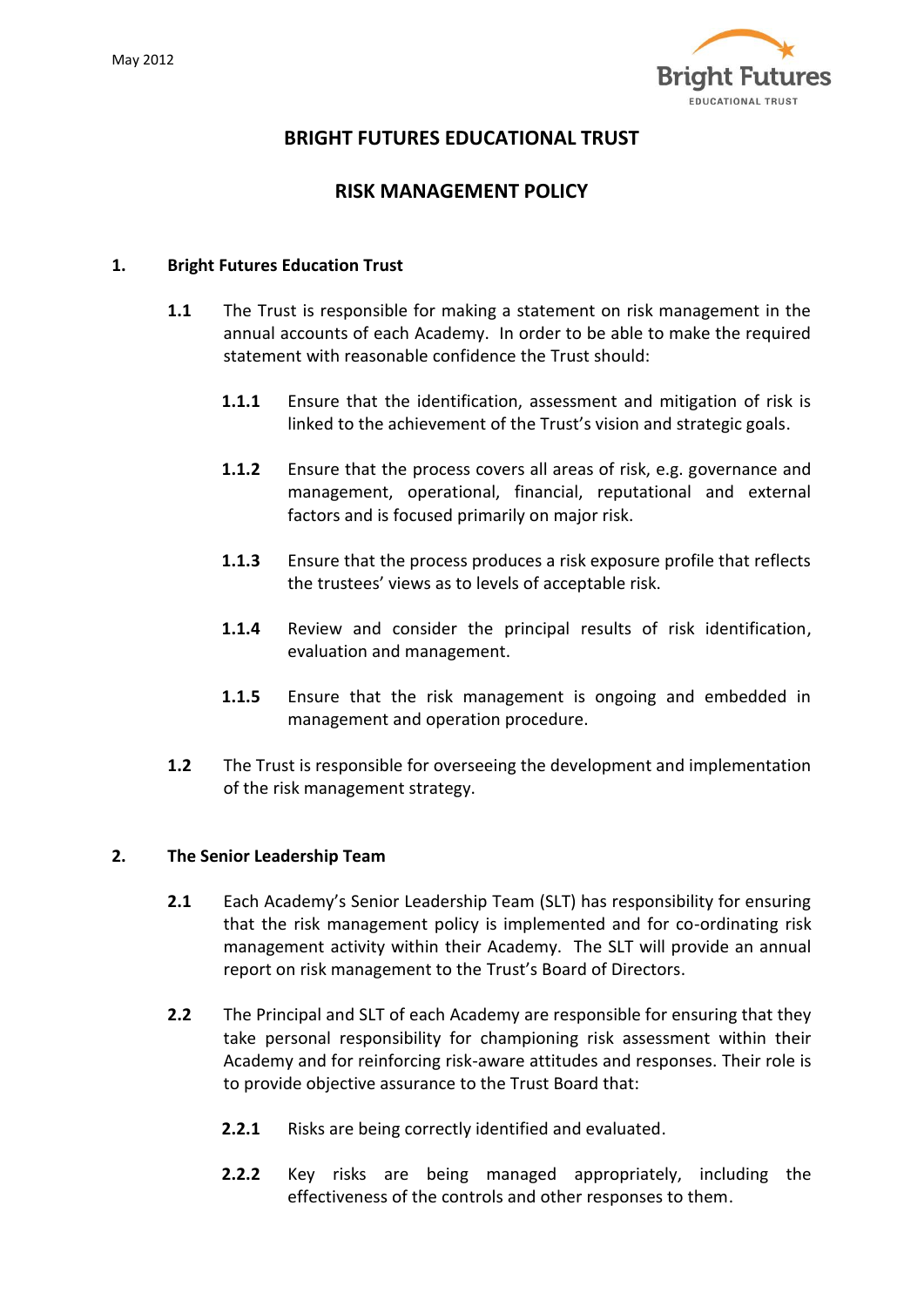May 2012

# BRIGHT FUTURES EDUCATIONAL TRUST

# RISK MANAGEMENT POLICY

## 1. Bright Futures Education Trust

**1.1** The Trust is responsible for making a statement on risk management in the annual accounts of each Academy. In order to be able to make the required statement with reasonable confidence the Trust should:

**1.1.1** Ensure that the identification, assessment and mitigation of risk is linked to the achievement of the Trust's vision and strategic goals.

**1.1.2** Ensure that the process covers all areas of risk, e.g. governance and management, operational, financial, reputational and external factors and is focused primarily on major risk.

**1.1.3** Ensure that the process produces a risk exposure profile that reflects the trustees' views as to levels of acceptable risk.

**1.1.4** Review and consider the principal results of risk identification, evaluation and management.

**1.1.5** Ensure that the risk management is ongoing and embedded in management and operation procedure.

**1.2** The Trust is responsible for overseeing the development and implementation of the risk management strategy.

## 2. The Senior Leadership Team

**2.1** Each Academy's Senior Leadership Team (SLT) has responsibility for ensuring that the risk management policy is implemented and for co-ordinating risk management activity within their Academy. The SLT will provide an annual report on risk management to the Trust's Board of Directors.

**2.2** The Principal and SLT of each Academy are responsible for ensuring that they take personal responsibility for championing risk assessment within their Academy and for reinforcing risk-aware attitudes and responses. Their role is to provide objective assurance to the Trust Board that:

**2.2.1** Risks are being correctly identified and evaluated.

**2.2.2** Key risks are being managed appropriately, including the effectiveness of the controls and other responses to them.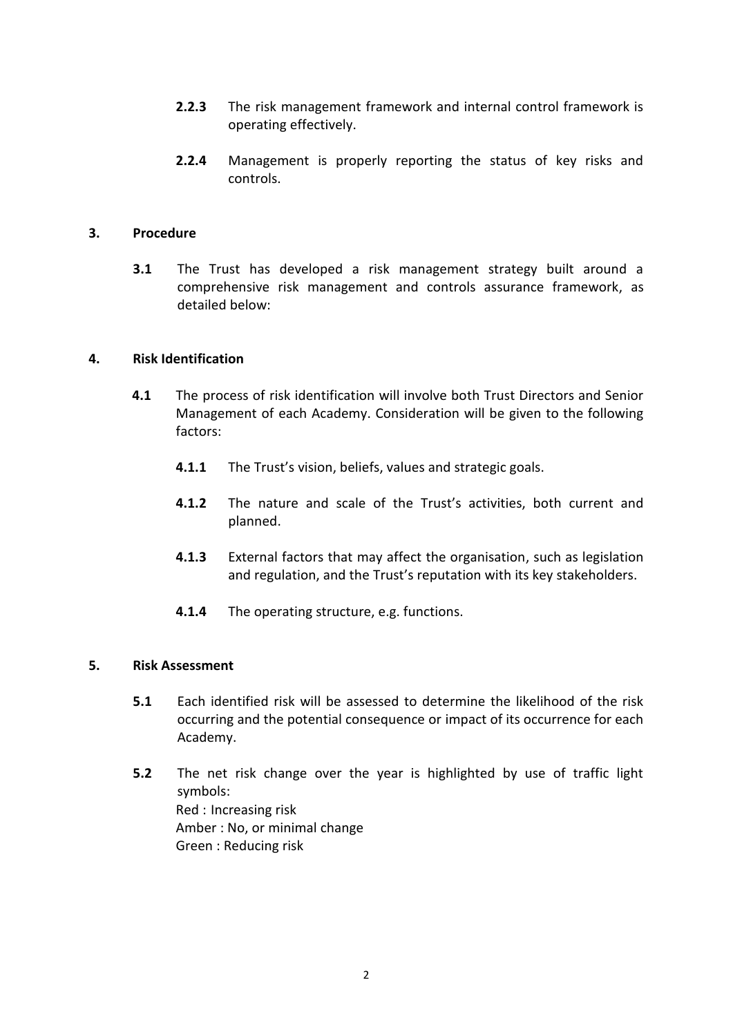**2.2.3** The risk management framework and internal control framework is operating effectively.

**2.2.4** Management is properly reporting the status of key risks and controls.

## 3. Procedure

**3.1** The Trust has developed a risk management strategy built around a comprehensive risk management and controls assurance framework, as detailed below:

## 4. Risk Identification

**4.1** The process of risk identification will involve both Trust Directors and Senior Management of each Academy. Consideration will be given to the following factors:

**4.1.1** The Trust's vision, beliefs, values and strategic goals.

**4.1.2** The nature and scale of the Trust's activities, both current and planned.

**4.1.3** External factors that may affect the organisation, such as legislation and regulation, and the Trust's reputation with its key stakeholders.

**4.1.4** The operating structure, e.g. functions.

## 5. Risk Assessment

**5.1** Each identified risk will be assessed to determine the likelihood of the risk occurring and the potential consequence or impact of its occurrence for each Academy.

**5.2** The net risk change over the year is highlighted by use of traffic light symbols:
Red : Increasing risk
Amber : No, or minimal change
Green : Reducing risk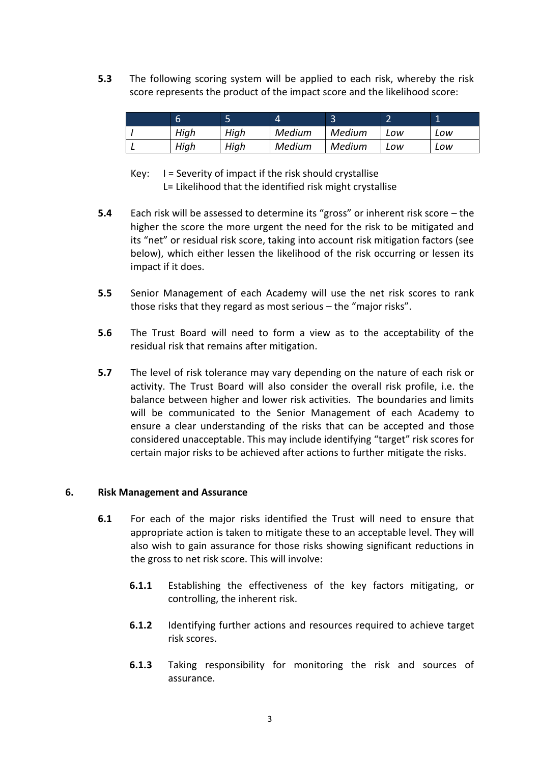**5.3** The following scoring system will be applied to each risk, whereby the risk score represents the product of the impact score and the likelihood score:

| | 6 | 5 | 4 | 3 | 2 | 1 |
|---|---|---|---|---|---|---|
| *I* | *High* | *High* | *Medium* | *Medium* | *Low* | *Low* |
| *L* | *High* | *High* | *Medium* | *Medium* | *Low* | *Low* |

Key: I = Severity of impact if the risk should crystallise
L= Likelihood that the identified risk might crystallise

**5.4** Each risk will be assessed to determine its "gross" or inherent risk score – the higher the score the more urgent the need for the risk to be mitigated and its "net" or residual risk score, taking into account risk mitigation factors (see below), which either lessen the likelihood of the risk occurring or lessen its impact if it does.

**5.5** Senior Management of each Academy will use the net risk scores to rank those risks that they regard as most serious – the "major risks".

**5.6** The Trust Board will need to form a view as to the acceptability of the residual risk that remains after mitigation.

**5.7** The level of risk tolerance may vary depending on the nature of each risk or activity. The Trust Board will also consider the overall risk profile, i.e. the balance between higher and lower risk activities. The boundaries and limits will be communicated to the Senior Management of each Academy to ensure a clear understanding of the risks that can be accepted and those considered unacceptable. This may include identifying "target" risk scores for certain major risks to be achieved after actions to further mitigate the risks.

## 6. Risk Management and Assurance

**6.1** For each of the major risks identified the Trust will need to ensure that appropriate action is taken to mitigate these to an acceptable level. They will also wish to gain assurance for those risks showing significant reductions in the gross to net risk score. This will involve:

**6.1.1** Establishing the effectiveness of the key factors mitigating, or controlling, the inherent risk.

**6.1.2** Identifying further actions and resources required to achieve target risk scores.

**6.1.3** Taking responsibility for monitoring the risk and sources of assurance.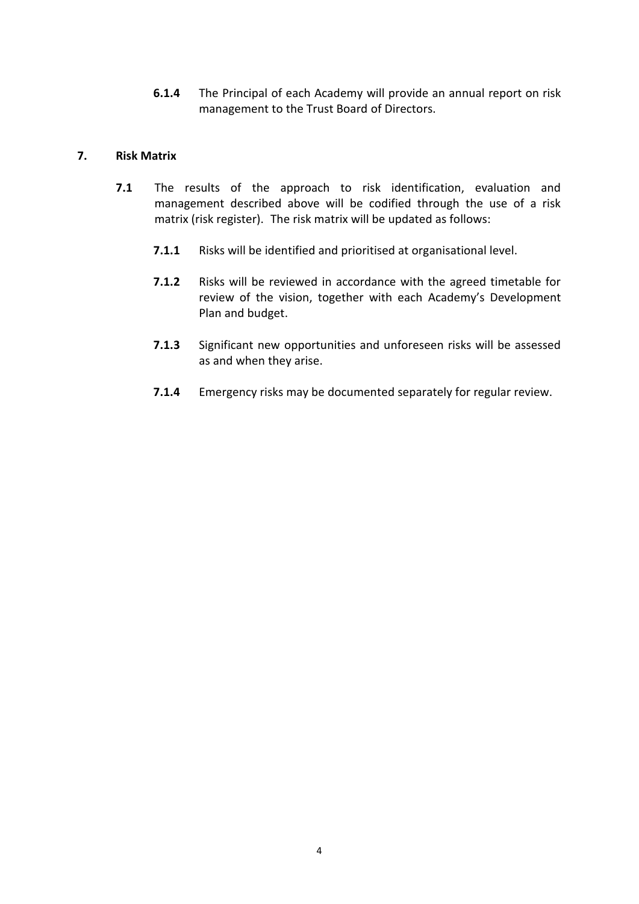**6.1.4** The Principal of each Academy will provide an annual report on risk management to the Trust Board of Directors.

## 7. Risk Matrix

**7.1** The results of the approach to risk identification, evaluation and management described above will be codified through the use of a risk matrix (risk register). The risk matrix will be updated as follows:

**7.1.1** Risks will be identified and prioritised at organisational level.

**7.1.2** Risks will be reviewed in accordance with the agreed timetable for review of the vision, together with each Academy's Development Plan and budget.

**7.1.3** Significant new opportunities and unforeseen risks will be assessed as and when they arise.

**7.1.4** Emergency risks may be documented separately for regular review.